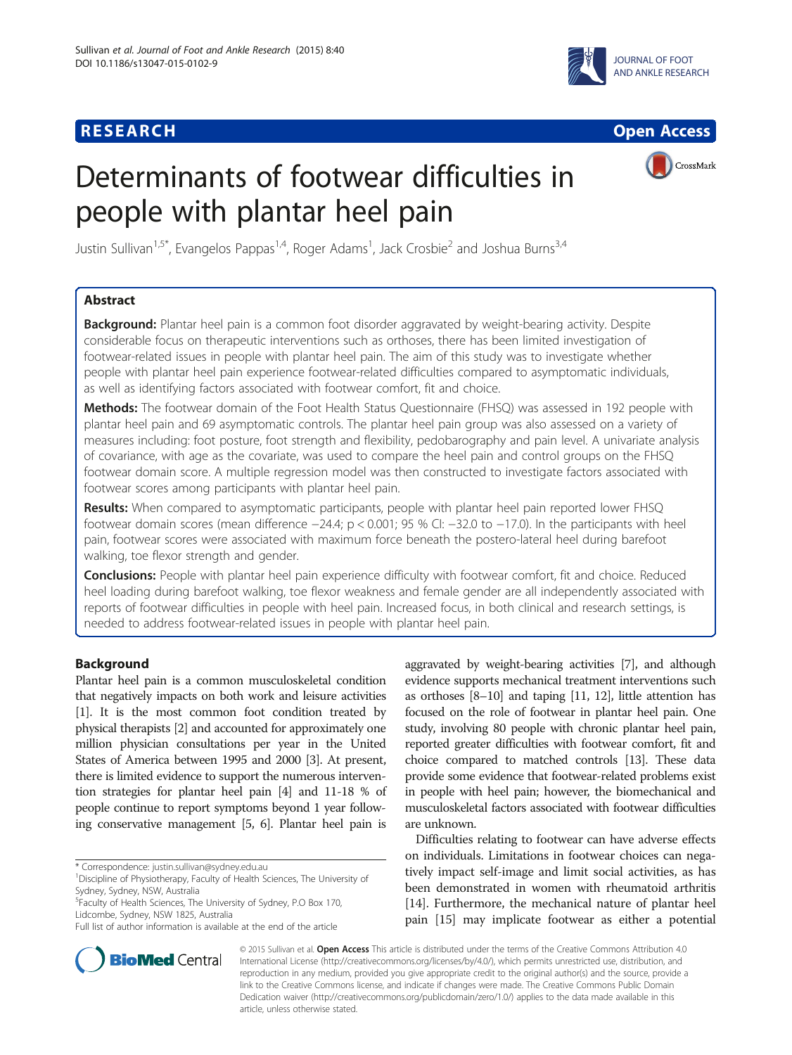**RESEARCH** **Open Access**

# Determinants of footwear difficulties in people with plantar heel pain

Justin Sullivan[1,5*], Evangelos Pappas[1,4], Roger Adams[1], Jack Crosbie[2] and Joshua Burns[3,4]

## Abstract

**Background:** Plantar heel pain is a common foot disorder aggravated by weight-bearing activity. Despite considerable focus on therapeutic interventions such as orthoses, there has been limited investigation of footwear-related issues in people with plantar heel pain. The aim of this study was to investigate whether people with plantar heel pain experience footwear-related difficulties compared to asymptomatic individuals, as well as identifying factors associated with footwear comfort, fit and choice.

**Methods:** The footwear domain of the Foot Health Status Questionnaire (FHSQ) was assessed in 192 people with plantar heel pain and 69 asymptomatic controls. The plantar heel pain group was also assessed on a variety of measures including: foot posture, foot strength and flexibility, pedobarography and pain level. A univariate analysis of covariance, with age as the covariate, was used to compare the heel pain and control groups on the FHSQ footwear domain score. A multiple regression model was then constructed to investigate factors associated with footwear scores among participants with plantar heel pain.

**Results:** When compared to asymptomatic participants, people with plantar heel pain reported lower FHSQ footwear domain scores (mean difference −24.4; $p < 0.001$; 95 % CI: −32.0 to −17.0). In the participants with heel pain, footwear scores were associated with maximum force beneath the postero-lateral heel during barefoot walking, toe flexor strength and gender.

**Conclusions:** People with plantar heel pain experience difficulty with footwear comfort, fit and choice. Reduced heel loading during barefoot walking, toe flexor weakness and female gender are all independently associated with reports of footwear difficulties in people with heel pain. Increased focus, in both clinical and research settings, is needed to address footwear-related issues in people with plantar heel pain.

## Background

Plantar heel pain is a common musculoskeletal condition that negatively impacts on both work and leisure activities [1]. It is the most common foot condition treated by physical therapists [2] and accounted for approximately one million physician consultations per year in the United States of America between 1995 and 2000 [3]. At present, there is limited evidence to support the numerous intervention strategies for plantar heel pain [4] and 11-18 % of people continue to report symptoms beyond 1 year following conservative management [5, 6]. Plantar heel pain is aggravated by weight-bearing activities [7], and although evidence supports mechanical treatment interventions such as orthoses [8–10] and taping [11, 12], little attention has focused on the role of footwear in plantar heel pain. One study, involving 80 people with chronic plantar heel pain, reported greater difficulties with footwear comfort, fit and choice compared to matched controls [13]. These data provide some evidence that footwear-related problems exist in people with heel pain; however, the biomechanical and musculoskeletal factors associated with footwear difficulties are unknown.

Difficulties relating to footwear can have adverse effects on individuals. Limitations in footwear choices can negatively impact self-image and limit social activities, as has been demonstrated in women with rheumatoid arthritis [14]. Furthermore, the mechanical nature of plantar heel pain [15] may implicate footwear as either a potential

\* Correspondence: justin.sullivan@sydney.edu.au
[1]Discipline of Physiotherapy, Faculty of Health Sciences, The University of Sydney, Sydney, NSW, Australia
[5]Faculty of Health Sciences, The University of Sydney, P.O Box 170, Lidcombe, Sydney, NSW 1825, Australia
Full list of author information is available at the end of the article

© 2015 Sullivan et al. **Open Access** This article is distributed under the terms of the Creative Commons Attribution 4.0 International License (http://creativecommons.org/licenses/by/4.0/), which permits unrestricted use, distribution, and reproduction in any medium, provided you give appropriate credit to the original author(s) and the source, provide a link to the Creative Commons license, and indicate if changes were made. The Creative Commons Public Domain Dedication waiver (http://creativecommons.org/publicdomain/zero/1.0/) applies to the data made available in this article, unless otherwise stated.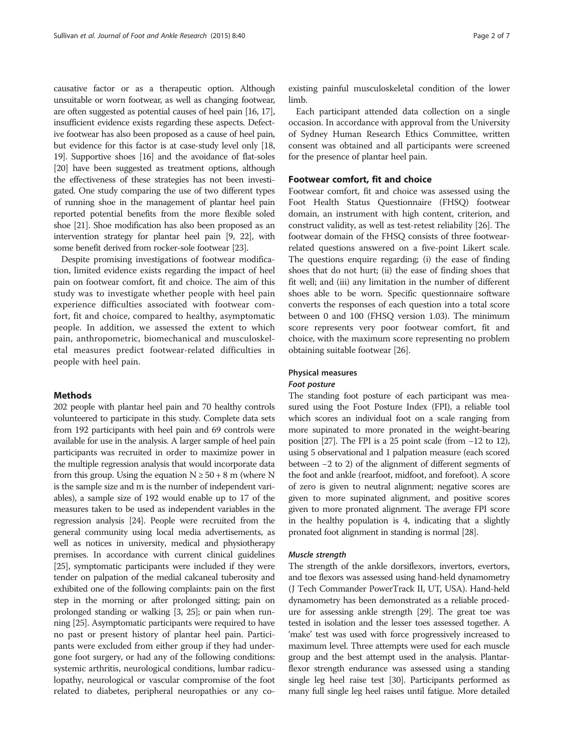causative factor or as a therapeutic option. Although unsuitable or worn footwear, as well as changing footwear, are often suggested as potential causes of heel pain [16, 17], insufficient evidence exists regarding these aspects. Defective footwear has also been proposed as a cause of heel pain, but evidence for this factor is at case-study level only [18, 19]. Supportive shoes [16] and the avoidance of flat-soles [20] have been suggested as treatment options, although the effectiveness of these strategies has not been investigated. One study comparing the use of two different types of running shoe in the management of plantar heel pain reported potential benefits from the more flexible soled shoe [21]. Shoe modification has also been proposed as an intervention strategy for plantar heel pain [9, 22], with some benefit derived from rocker-sole footwear [23].

Despite promising investigations of footwear modification, limited evidence exists regarding the impact of heel pain on footwear comfort, fit and choice. The aim of this study was to investigate whether people with heel pain experience difficulties associated with footwear comfort, fit and choice, compared to healthy, asymptomatic people. In addition, we assessed the extent to which pain, anthropometric, biomechanical and musculoskeletal measures predict footwear-related difficulties in people with heel pain.

## Methods

202 people with plantar heel pain and 70 healthy controls volunteered to participate in this study. Complete data sets from 192 participants with heel pain and 69 controls were available for use in the analysis. A larger sample of heel pain participants was recruited in order to maximize power in the multiple regression analysis that would incorporate data from this group. Using the equation $N \geq 50 + 8$ m (where N is the sample size and m is the number of independent variables), a sample size of 192 would enable up to 17 of the measures taken to be used as independent variables in the regression analysis [24]. People were recruited from the general community using local media advertisements, as well as notices in university, medical and physiotherapy premises. In accordance with current clinical guidelines [25], symptomatic participants were included if they were tender on palpation of the medial calcaneal tuberosity and exhibited one of the following complaints: pain on the first step in the morning or after prolonged sitting; pain on prolonged standing or walking [3, 25]; or pain when running [25]. Asymptomatic participants were required to have no past or present history of plantar heel pain. Participants were excluded from either group if they had undergone foot surgery, or had any of the following conditions: systemic arthritis, neurological conditions, lumbar radiculopathy, neurological or vascular compromise of the foot related to diabetes, peripheral neuropathies or any co-existing painful musculoskeletal condition of the lower limb.

Each participant attended data collection on a single occasion. In accordance with approval from the University of Sydney Human Research Ethics Committee, written consent was obtained and all participants were screened for the presence of plantar heel pain.

### Footwear comfort, fit and choice

Footwear comfort, fit and choice was assessed using the Foot Health Status Questionnaire (FHSQ) footwear domain, an instrument with high content, criterion, and construct validity, as well as test-retest reliability [26]. The footwear domain of the FHSQ consists of three footwear-related questions answered on a five-point Likert scale. The questions enquire regarding; (i) the ease of finding shoes that do not hurt; (ii) the ease of finding shoes that fit well; and (iii) any limitation in the number of different shoes able to be worn. Specific questionnaire software converts the responses of each question into a total score between 0 and 100 (FHSQ version 1.03). The minimum score represents very poor footwear comfort, fit and choice, with the maximum score representing no problem obtaining suitable footwear [26].

### Physical measures

#### *Foot posture*

The standing foot posture of each participant was measured using the Foot Posture Index (FPI), a reliable tool which scores an individual foot on a scale ranging from more supinated to more pronated in the weight-bearing position [27]. The FPI is a 25 point scale (from −12 to 12), using 5 observational and 1 palpation measure (each scored between −2 to 2) of the alignment of different segments of the foot and ankle (rearfoot, midfoot, and forefoot). A score of zero is given to neutral alignment; negative scores are given to more supinated alignment, and positive scores given to more pronated alignment. The average FPI score in the healthy population is 4, indicating that a slightly pronated foot alignment in standing is normal [28].

#### *Muscle strength*

The strength of the ankle dorsiflexors, invertors, evertors, and toe flexors was assessed using hand-held dynamometry (J Tech Commander PowerTrack II, UT, USA). Hand-held dynamometry has been demonstrated as a reliable procedure for assessing ankle strength [29]. The great toe was tested in isolation and the lesser toes assessed together. A 'make' test was used with force progressively increased to maximum level. Three attempts were used for each muscle group and the best attempt used in the analysis. Plantarflexor strength endurance was assessed using a standing single leg heel raise test [30]. Participants performed as many full single leg heel raises until fatigue. More detailed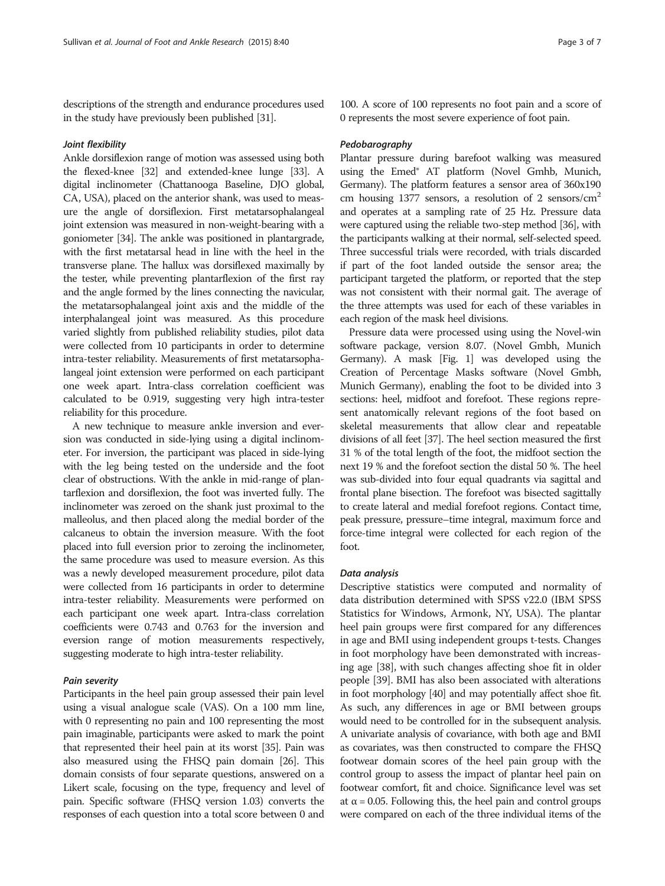descriptions of the strength and endurance procedures used in the study have previously been published [31].

#### Joint flexibility

Ankle dorsiflexion range of motion was assessed using both the flexed-knee [32] and extended-knee lunge [33]. A digital inclinometer (Chattanooga Baseline, DJO global, CA, USA), placed on the anterior shank, was used to measure the angle of dorsiflexion. First metatarsophalangeal joint extension was measured in non-weight-bearing with a goniometer [34]. The ankle was positioned in plantargrade, with the first metatarsal head in line with the heel in the transverse plane. The hallux was dorsiflexed maximally by the tester, while preventing plantarflexion of the first ray and the angle formed by the lines connecting the navicular, the metatarsophalangeal joint axis and the middle of the interphalangeal joint was measured. As this procedure varied slightly from published reliability studies, pilot data were collected from 10 participants in order to determine intra-tester reliability. Measurements of first metatarsophalangeal joint extension were performed on each participant one week apart. Intra-class correlation coefficient was calculated to be 0.919, suggesting very high intra-tester reliability for this procedure.

A new technique to measure ankle inversion and eversion was conducted in side-lying using a digital inclinometer. For inversion, the participant was placed in side-lying with the leg being tested on the underside and the foot clear of obstructions. With the ankle in mid-range of plantarflexion and dorsiflexion, the foot was inverted fully. The inclinometer was zeroed on the shank just proximal to the malleolus, and then placed along the medial border of the calcaneus to obtain the inversion measure. With the foot placed into full eversion prior to zeroing the inclinometer, the same procedure was used to measure eversion. As this was a newly developed measurement procedure, pilot data were collected from 16 participants in order to determine intra-tester reliability. Measurements were performed on each participant one week apart. Intra-class correlation coefficients were 0.743 and 0.763 for the inversion and eversion range of motion measurements respectively, suggesting moderate to high intra-tester reliability.

#### Pain severity

Participants in the heel pain group assessed their pain level using a visual analogue scale (VAS). On a 100 mm line, with 0 representing no pain and 100 representing the most pain imaginable, participants were asked to mark the point that represented their heel pain at its worst [35]. Pain was also measured using the FHSQ pain domain [26]. This domain consists of four separate questions, answered on a Likert scale, focusing on the type, frequency and level of pain. Specific software (FHSQ version 1.03) converts the responses of each question into a total score between 0 and 100. A score of 100 represents no foot pain and a score of 0 represents the most severe experience of foot pain.

#### Pedobarography

Plantar pressure during barefoot walking was measured using the Emed® AT platform (Novel Gmhb, Munich, Germany). The platform features a sensor area of 360x190 cm housing 1377 sensors, a resolution of 2 sensors/cm$^2$ and operates at a sampling rate of 25 Hz. Pressure data were captured using the reliable two-step method [36], with the participants walking at their normal, self-selected speed. Three successful trials were recorded, with trials discarded if part of the foot landed outside the sensor area; the participant targeted the platform, or reported that the step was not consistent with their normal gait. The average of the three attempts was used for each of these variables in each region of the mask heel divisions.

Pressure data were processed using using the Novel-win software package, version 8.07. (Novel Gmbh, Munich Germany). A mask [Fig. 1] was developed using the Creation of Percentage Masks software (Novel Gmbh, Munich Germany), enabling the foot to be divided into 3 sections: heel, midfoot and forefoot. These regions represent anatomically relevant regions of the foot based on skeletal measurements that allow clear and repeatable divisions of all feet [37]. The heel section measured the first 31 % of the total length of the foot, the midfoot section the next 19 % and the forefoot section the distal 50 %. The heel was sub-divided into four equal quadrants via sagittal and frontal plane bisection. The forefoot was bisected sagittally to create lateral and medial forefoot regions. Contact time, peak pressure, pressure–time integral, maximum force and force-time integral were collected for each region of the foot.

#### Data analysis

Descriptive statistics were computed and normality of data distribution determined with SPSS v22.0 (IBM SPSS Statistics for Windows, Armonk, NY, USA). The plantar heel pain groups were first compared for any differences in age and BMI using independent groups t-tests. Changes in foot morphology have been demonstrated with increasing age [38], with such changes affecting shoe fit in older people [39]. BMI has also been associated with alterations in foot morphology [40] and may potentially affect shoe fit. As such, any differences in age or BMI between groups would need to be controlled for in the subsequent analysis. A univariate analysis of covariance, with both age and BMI as covariates, was then constructed to compare the FHSQ footwear domain scores of the heel pain group with the control group to assess the impact of plantar heel pain on footwear comfort, fit and choice. Significance level was set at $\alpha = 0.05$. Following this, the heel pain and control groups were compared on each of the three individual items of the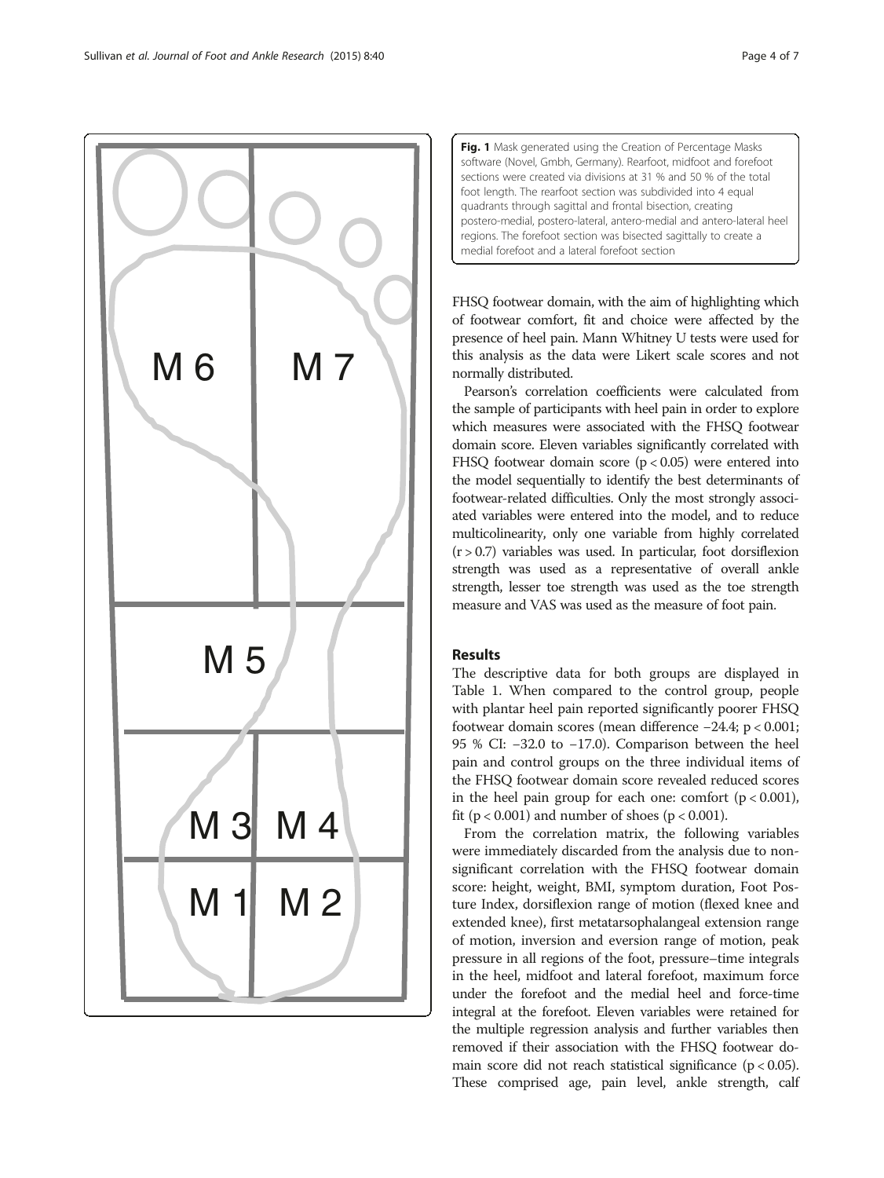**Fig. 1** Mask generated using the Creation of Percentage Masks software (Novel, Gmbh, Germany). Rearfoot, midfoot and forefoot sections were created via divisions at 31 % and 50 % of the total foot length. The rearfoot section was subdivided into 4 equal quadrants through sagittal and frontal bisection, creating postero-medial, postero-lateral, antero-medial and antero-lateral heel regions. The forefoot section was bisected sagittally to create a medial forefoot and a lateral forefoot section

FHSQ footwear domain, with the aim of highlighting which of footwear comfort, fit and choice were affected by the presence of heel pain. Mann Whitney U tests were used for this analysis as the data were Likert scale scores and not normally distributed.

Pearson's correlation coefficients were calculated from the sample of participants with heel pain in order to explore which measures were associated with the FHSQ footwear domain score. Eleven variables significantly correlated with FHSQ footwear domain score ($p < 0.05$) were entered into the model sequentially to identify the best determinants of footwear-related difficulties. Only the most strongly associated variables were entered into the model, and to reduce multicolinearity, only one variable from highly correlated ($r > 0.7$) variables was used. In particular, foot dorsiflexion strength was used as a representative of overall ankle strength, lesser toe strength was used as the toe strength measure and VAS was used as the measure of foot pain.

## Results

The descriptive data for both groups are displayed in Table 1. When compared to the control group, people with plantar heel pain reported significantly poorer FHSQ footwear domain scores (mean difference −24.4; $p < 0.001$; 95 % CI: −32.0 to −17.0). Comparison between the heel pain and control groups on the three individual items of the FHSQ footwear domain score revealed reduced scores in the heel pain group for each one: comfort ($p < 0.001$), fit ($p < 0.001$) and number of shoes ($p < 0.001$).

From the correlation matrix, the following variables were immediately discarded from the analysis due to non-significant correlation with the FHSQ footwear domain score: height, weight, BMI, symptom duration, Foot Posture Index, dorsiflexion range of motion (flexed knee and extended knee), first metatarsophalangeal extension range of motion, inversion and eversion range of motion, peak pressure in all regions of the foot, pressure–time integrals in the heel, midfoot and lateral forefoot, maximum force under the forefoot and the medial heel and force-time integral at the forefoot. Eleven variables were retained for the multiple regression analysis and further variables then removed if their association with the FHSQ footwear domain score did not reach statistical significance ($p < 0.05$). These comprised age, pain level, ankle strength, calf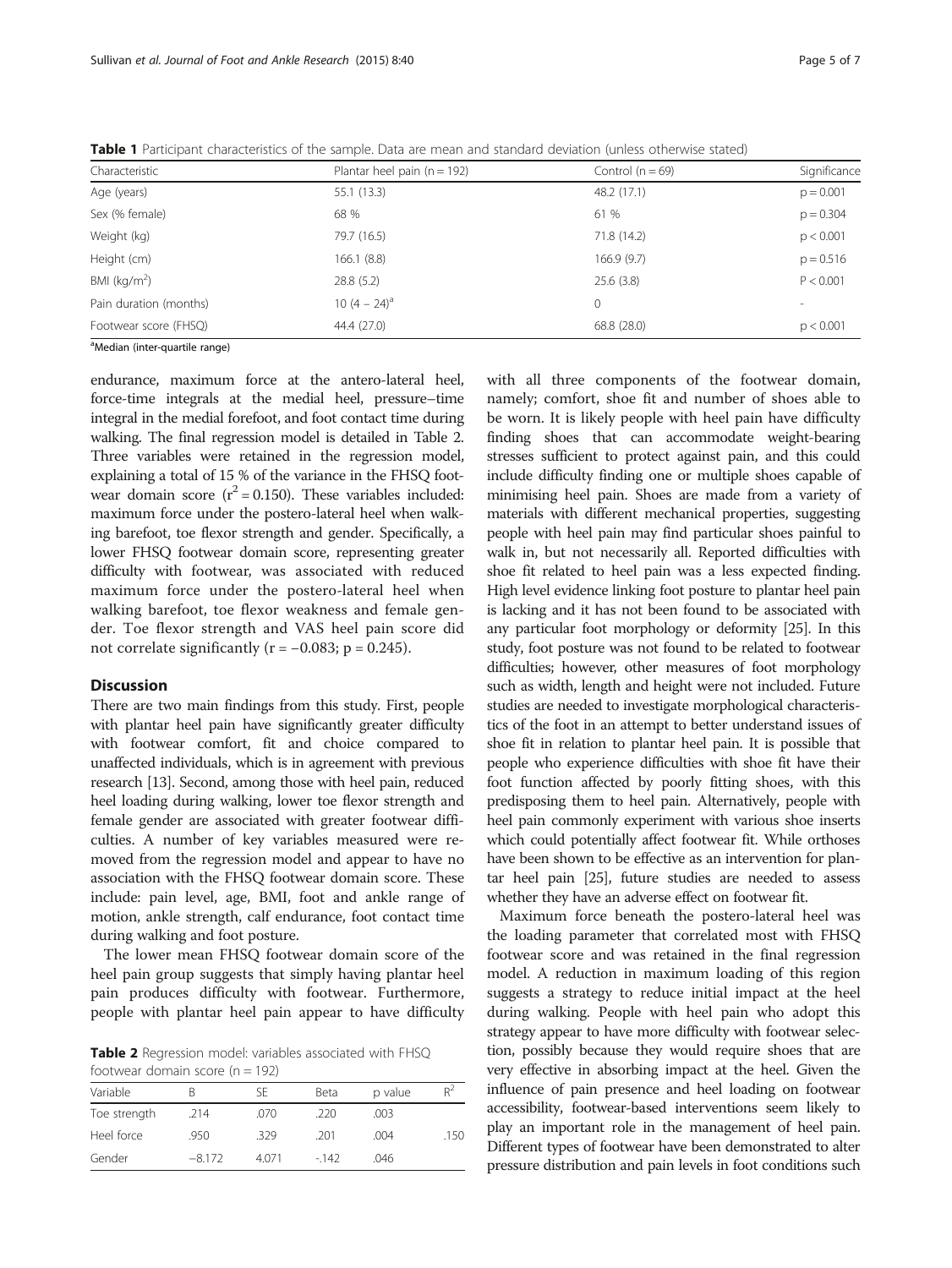**Table 1** Participant characteristics of the sample. Data are mean and standard deviation (unless otherwise stated)

| Characteristic | Plantar heel pain (n = 192) | Control (n = 69) | Significance |
|---|---|---|---|
| Age (years) | 55.1 (13.3) | 48.2 (17.1) | p = 0.001 |
| Sex (% female) | 68 % | 61 % | p = 0.304 |
| Weight (kg) | 79.7 (16.5) | 71.8 (14.2) | p < 0.001 |
| Height (cm) | 166.1 (8.8) | 166.9 (9.7) | p = 0.516 |
| BMI (kg/m$^2$) | 28.8 (5.2) | 25.6 (3.8) | P < 0.001 |
| Pain duration (months) | 10 (4 – 24)[a] | 0 | - |
| Footwear score (FHSQ) | 44.4 (27.0) | 68.8 (28.0) | p < 0.001 |

[a]Median (inter-quartile range)

endurance, maximum force at the antero-lateral heel, force-time integrals at the medial heel, pressure–time integral in the medial forefoot, and foot contact time during walking. The final regression model is detailed in Table 2. Three variables were retained in the regression model, explaining a total of 15 % of the variance in the FHSQ footwear domain score ($r^2 = 0.150$). These variables included: maximum force under the postero-lateral heel when walking barefoot, toe flexor strength and gender. Specifically, a lower FHSQ footwear domain score, representing greater difficulty with footwear, was associated with reduced maximum force under the postero-lateral heel when walking barefoot, toe flexor weakness and female gender. Toe flexor strength and VAS heel pain score did not correlate significantly ($r = -0.083$; $p = 0.245$).

## Discussion

There are two main findings from this study. First, people with plantar heel pain have significantly greater difficulty with footwear comfort, fit and choice compared to unaffected individuals, which is in agreement with previous research [13]. Second, among those with heel pain, reduced heel loading during walking, lower toe flexor strength and female gender are associated with greater footwear difficulties. A number of key variables measured were removed from the regression model and appear to have no association with the FHSQ footwear domain score. These include: pain level, age, BMI, foot and ankle range of motion, ankle strength, calf endurance, foot contact time during walking and foot posture.

The lower mean FHSQ footwear domain score of the heel pain group suggests that simply having plantar heel pain produces difficulty with footwear. Furthermore, people with plantar heel pain appear to have difficulty with all three components of the footwear domain, namely; comfort, shoe fit and number of shoes able to be worn. It is likely people with heel pain have difficulty finding shoes that can accommodate weight-bearing stresses sufficient to protect against pain, and this could include difficulty finding one or multiple shoes capable of minimising heel pain. Shoes are made from a variety of materials with different mechanical properties, suggesting people with heel pain may find particular shoes painful to walk in, but not necessarily all. Reported difficulties with shoe fit related to heel pain was a less expected finding. High level evidence linking foot posture to plantar heel pain is lacking and it has not been found to be associated with any particular foot morphology or deformity [25]. In this study, foot posture was not found to be related to footwear difficulties; however, other measures of foot morphology such as width, length and height were not included. Future studies are needed to investigate morphological characteristics of the foot in an attempt to better understand issues of shoe fit in relation to plantar heel pain. It is possible that people who experience difficulties with shoe fit have their foot function affected by poorly fitting shoes, with this predisposing them to heel pain. Alternatively, people with heel pain commonly experiment with various shoe inserts which could potentially affect footwear fit. While orthoses have been shown to be effective as an intervention for plantar heel pain [25], future studies are needed to assess whether they have an adverse effect on footwear fit.

Maximum force beneath the postero-lateral heel was the loading parameter that correlated most with FHSQ footwear score and was retained in the final regression model. A reduction in maximum loading of this region suggests a strategy to reduce initial impact at the heel during walking. People with heel pain who adopt this strategy appear to have more difficulty with footwear selection, possibly because they would require shoes that are very effective in absorbing impact at the heel. Given the influence of pain presence and heel loading on footwear accessibility, footwear-based interventions seem likely to play an important role in the management of heel pain. Different types of footwear have been demonstrated to alter pressure distribution and pain levels in foot conditions such

**Table 2** Regression model: variables associated with FHSQ footwear domain score (n = 192)

| Variable | B | SE | Beta | p value | $R^2$ |
|---|---|---|---|---|---|
| Toe strength | .214 | .070 | .220 | .003 | |
| Heel force | .950 | .329 | .201 | .004 | .150 |
| Gender | −8.172 | 4.071 | -.142 | .046 | |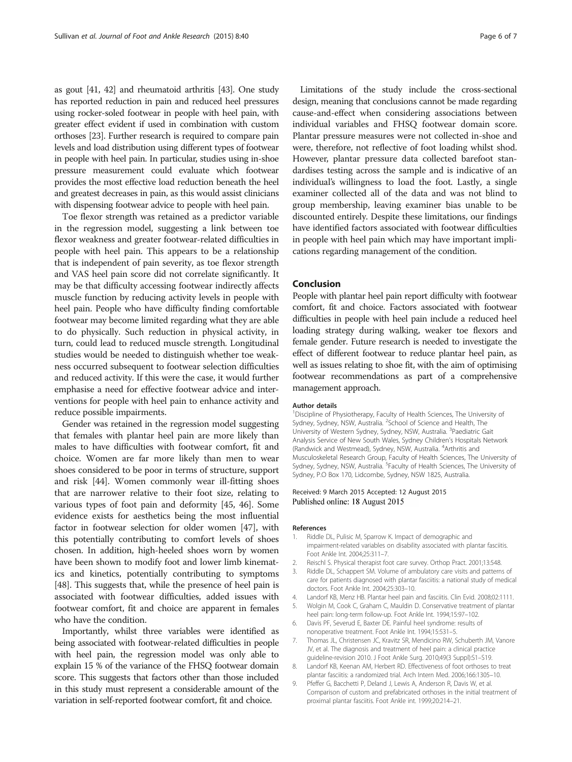as gout [41, 42] and rheumatoid arthritis [43]. One study has reported reduction in pain and reduced heel pressures using rocker-soled footwear in people with heel pain, with greater effect evident if used in combination with custom orthoses [23]. Further research is required to compare pain levels and load distribution using different types of footwear in people with heel pain. In particular, studies using in-shoe pressure measurement could evaluate which footwear provides the most effective load reduction beneath the heel and greatest decreases in pain, as this would assist clinicians with dispensing footwear advice to people with heel pain.

Toe flexor strength was retained as a predictor variable in the regression model, suggesting a link between toe flexor weakness and greater footwear-related difficulties in people with heel pain. This appears to be a relationship that is independent of pain severity, as toe flexor strength and VAS heel pain score did not correlate significantly. It may be that difficulty accessing footwear indirectly affects muscle function by reducing activity levels in people with heel pain. People who have difficulty finding comfortable footwear may become limited regarding what they are able to do physically. Such reduction in physical activity, in turn, could lead to reduced muscle strength. Longitudinal studies would be needed to distinguish whether toe weakness occurred subsequent to footwear selection difficulties and reduced activity. If this were the case, it would further emphasise a need for effective footwear advice and interventions for people with heel pain to enhance activity and reduce possible impairments.

Gender was retained in the regression model suggesting that females with plantar heel pain are more likely than males to have difficulties with footwear comfort, fit and choice. Women are far more likely than men to wear shoes considered to be poor in terms of structure, support and risk [44]. Women commonly wear ill-fitting shoes that are narrower relative to their foot size, relating to various types of foot pain and deformity [45, 46]. Some evidence exists for aesthetics being the most influential factor in footwear selection for older women [47], with this potentially contributing to comfort levels of shoes chosen. In addition, high-heeled shoes worn by women have been shown to modify foot and lower limb kinematics and kinetics, potentially contributing to symptoms [48]. This suggests that, while the presence of heel pain is associated with footwear difficulties, added issues with footwear comfort, fit and choice are apparent in females who have the condition.

Importantly, whilst three variables were identified as being associated with footwear-related difficulties in people with heel pain, the regression model was only able to explain 15 % of the variance of the FHSQ footwear domain score. This suggests that factors other than those included in this study must represent a considerable amount of the variation in self-reported footwear comfort, fit and choice.

Limitations of the study include the cross-sectional design, meaning that conclusions cannot be made regarding cause-and-effect when considering associations between individual variables and FHSQ footwear domain score. Plantar pressure measures were not collected in-shoe and were, therefore, not reflective of foot loading whilst shod. However, plantar pressure data collected barefoot standardises testing across the sample and is indicative of an individual's willingness to load the foot. Lastly, a single examiner collected all of the data and was not blind to group membership, leaving examiner bias unable to be discounted entirely. Despite these limitations, our findings have identified factors associated with footwear difficulties in people with heel pain which may have important implications regarding management of the condition.

## Conclusion

People with plantar heel pain report difficulty with footwear comfort, fit and choice. Factors associated with footwear difficulties in people with heel pain include a reduced heel loading strategy during walking, weaker toe flexors and female gender. Future research is needed to investigate the effect of different footwear to reduce plantar heel pain, as well as issues relating to shoe fit, with the aim of optimising footwear recommendations as part of a comprehensive management approach.

#### Author details

[1]Discipline of Physiotherapy, Faculty of Health Sciences, The University of Sydney, Sydney, NSW, Australia. [2]School of Science and Health, The University of Western Sydney, Sydney, NSW, Australia. [3]Paediatric Gait Analysis Service of New South Wales, Sydney Children's Hospitals Network (Randwick and Westmead), Sydney, NSW, Australia. [4]Arthritis and Musculoskeletal Research Group, Faculty of Health Sciences, The University of Sydney, Sydney, NSW, Australia. [5]Faculty of Health Sciences, The University of Sydney, P.O Box 170, Lidcombe, Sydney, NSW 1825, Australia.

Received: 9 March 2015 Accepted: 12 August 2015
Published online: 18 August 2015

#### References

1. Riddle DL, Pulisic M, Sparrow K. Impact of demographic and impairment-related variables on disability associated with plantar fasciitis. Foot Ankle Int. 2004;25:311–7.
2. Reischl S. Physical therapist foot care survey. Orthop Pract. 2001;13:548.
3. Riddle DL, Schappert SM. Volume of ambulatory care visits and patterns of care for patients diagnosed with plantar fasciitis: a national study of medical doctors. Foot Ankle Int. 2004;25:303–10.
4. Landorf KB, Menz HB. Plantar heel pain and fasciitis. Clin Evid. 2008;02:1111.
5. Wolgin M, Cook C, Graham C, Mauldin D. Conservative treatment of plantar heel pain: long-term follow-up. Foot Ankle Int. 1994;15:97–102.
6. Davis PF, Severud E, Baxter DE. Painful heel syndrome: results of nonoperative treatment. Foot Ankle Int. 1994;15:531–5.
7. Thomas JL, Christensen JC, Kravitz SR, Mendicino RW, Schuberth JM, Vanore JV, et al. The diagnosis and treatment of heel pain: a clinical practice guideline-revision 2010. J Foot Ankle Surg. 2010;49(3 Suppl):S1–S19.
8. Landorf KB, Keenan AM, Herbert RD. Effectiveness of foot orthoses to treat plantar fasciitis: a randomized trial. Arch Intern Med. 2006;166:1305–10.
9. Pfeffer G, Bacchetti P, Deland J, Lewis A, Anderson R, Davis W, et al. Comparison of custom and prefabricated orthoses in the initial treatment of proximal plantar fasciitis. Foot Ankle int. 1999;20:214–21.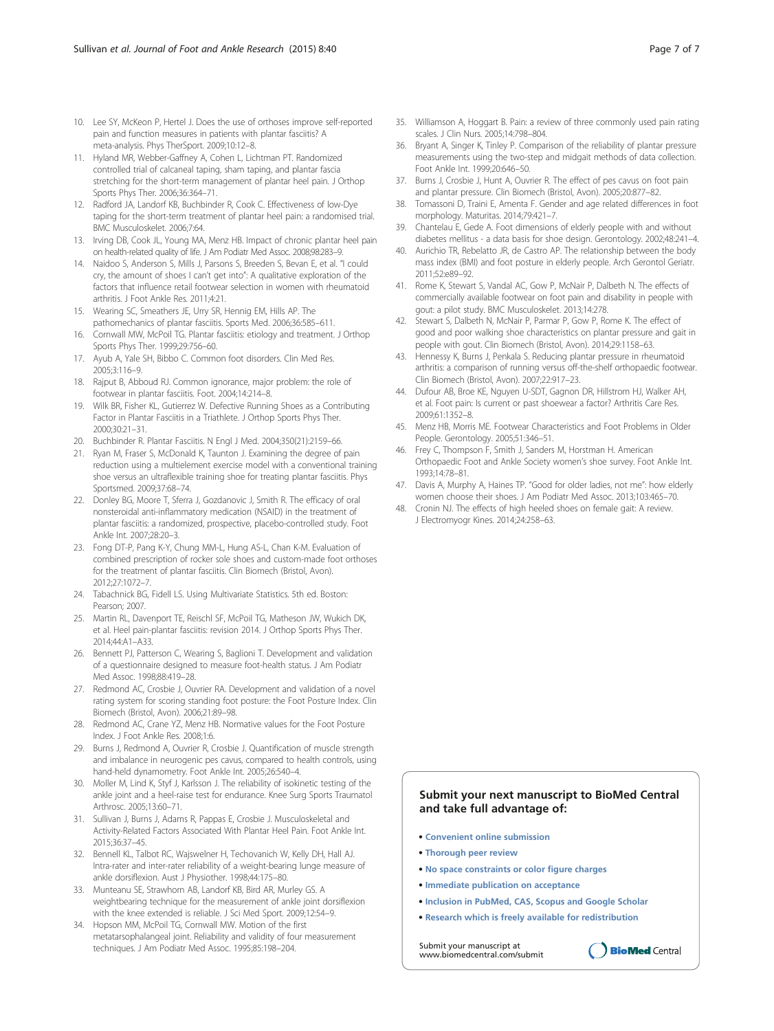10. Lee SY, McKeon P, Hertel J. Does the use of orthoses improve self-reported pain and function measures in patients with plantar fasciitis? A meta-analysis. Phys TherSport. 2009;10:12–8.
11. Hyland MR, Webber-Gaffney A, Cohen L, Lichtman PT. Randomized controlled trial of calcaneal taping, sham taping, and plantar fascia stretching for the short-term management of plantar heel pain. J Orthop Sports Phys Ther. 2006;36:364–71.
12. Radford JA, Landorf KB, Buchbinder R, Cook C. Effectiveness of low-Dye taping for the short-term treatment of plantar heel pain: a randomised trial. BMC Musculoskelet. 2006;7:64.
13. Irving DB, Cook JL, Young MA, Menz HB. Impact of chronic plantar heel pain on health-related quality of life. J Am Podiatr Med Assoc. 2008;98:283–9.
14. Naidoo S, Anderson S, Mills J, Parsons S, Breeden S, Bevan E, et al. "I could cry, the amount of shoes I can't get into": A qualitative exploration of the factors that influence retail footwear selection in women with rheumatoid arthritis. J Foot Ankle Res. 2011;4:21.
15. Wearing SC, Smeathers JE, Urry SR, Hennig EM, Hills AP. The pathomechanics of plantar fasciitis. Sports Med. 2006;36:585–611.
16. Cornwall MW, McPoil TG. Plantar fasciitis: etiology and treatment. J Orthop Sports Phys Ther. 1999;29:756–60.
17. Ayub A, Yale SH, Bibbo C. Common foot disorders. Clin Med Res. 2005;3:116–9.
18. Rajput B, Abboud RJ. Common ignorance, major problem: the role of footwear in plantar fasciitis. Foot. 2004;14:214–8.
19. Wilk BR, Fisher KL, Gutierrez W. Defective Running Shoes as a Contributing Factor in Plantar Fasciitis in a Triathlete. J Orthop Sports Phys Ther. 2000;30:21–31.
20. Buchbinder R. Plantar Fasciitis. N Engl J Med. 2004;350(21):2159–66.
21. Ryan M, Fraser S, McDonald K, Taunton J. Examining the degree of pain reduction using a multielement exercise model with a conventional training shoe versus an ultraflexible training shoe for treating plantar fasciitis. Phys Sportsmed. 2009;37:68–74.
22. Donley BG, Moore T, Sferra J, Gozdanovic J, Smith R. The efficacy of oral nonsteroidal anti-inflammatory medication (NSAID) in the treatment of plantar fasciitis: a randomized, prospective, placebo-controlled study. Foot Ankle Int. 2007;28:20–3.
23. Fong DT-P, Pang K-Y, Chung MM-L, Hung AS-L, Chan K-M. Evaluation of combined prescription of rocker sole shoes and custom-made foot orthoses for the treatment of plantar fasciitis. Clin Biomech (Bristol, Avon). 2012;27:1072–7.
24. Tabachnick BG, Fidell LS. Using Multivariate Statistics. 5th ed. Boston: Pearson; 2007.
25. Martin RL, Davenport TE, Reischl SF, McPoil TG, Matheson JW, Wukich DK, et al. Heel pain-plantar fasciitis: revision 2014. J Orthop Sports Phys Ther. 2014;44:A1–A33.
26. Bennett PJ, Patterson C, Wearing S, Baglioni T. Development and validation of a questionnaire designed to measure foot-health status. J Am Podiatr Med Assoc. 1998;88:419–28.
27. Redmond AC, Crosbie J, Ouvrier RA. Development and validation of a novel rating system for scoring standing foot posture: the Foot Posture Index. Clin Biomech (Bristol, Avon). 2006;21:89–98.
28. Redmond AC, Crane YZ, Menz HB. Normative values for the Foot Posture Index. J Foot Ankle Res. 2008;1:6.
29. Burns J, Redmond A, Ouvrier R, Crosbie J. Quantification of muscle strength and imbalance in neurogenic pes cavus, compared to health controls, using hand-held dynamometry. Foot Ankle Int. 2005;26:540–4.
30. Moller M, Lind K, Styf J, Karlsson J. The reliability of isokinetic testing of the ankle joint and a heel-raise test for endurance. Knee Surg Sports Traumatol Arthrosc. 2005;13:60–71.
31. Sullivan J, Burns J, Adams R, Pappas E, Crosbie J. Musculoskeletal and Activity-Related Factors Associated With Plantar Heel Pain. Foot Ankle Int. 2015;36:37–45.
32. Bennell KL, Talbot RC, Wajswelner H, Techovanich W, Kelly DH, Hall AJ. Intra-rater and inter-rater reliability of a weight-bearing lunge measure of ankle dorsiflexion. Aust J Physiother. 1998;44:175–80.
33. Munteanu SE, Strawhorn AB, Landorf KB, Bird AR, Murley GS. A weightbearing technique for the measurement of ankle joint dorsiflexion with the knee extended is reliable. J Sci Med Sport. 2009;12:54–9.
34. Hopson MM, McPoil TG, Cornwall MW. Motion of the first metatarsophalangeal joint. Reliability and validity of four measurement techniques. J Am Podiatr Med Assoc. 1995;85:198–204.
35. Williamson A, Hoggart B. Pain: a review of three commonly used pain rating scales. J Clin Nurs. 2005;14:798–804.
36. Bryant A, Singer K, Tinley P. Comparison of the reliability of plantar pressure measurements using the two-step and midgait methods of data collection. Foot Ankle Int. 1999;20:646–50.
37. Burns J, Crosbie J, Hunt A, Ouvrier R. The effect of pes cavus on foot pain and plantar pressure. Clin Biomech (Bristol, Avon). 2005;20:877–82.
38. Tomassoni D, Traini E, Amenta F. Gender and age related differences in foot morphology. Maturitas. 2014;79:421–7.
39. Chantelau E, Gede A. Foot dimensions of elderly people with and without diabetes mellitus - a data basis for shoe design. Gerontology. 2002;48:241–4.
40. Aurichio TR, Rebelatto JR, de Castro AP. The relationship between the body mass index (BMI) and foot posture in elderly people. Arch Gerontol Geriatr. 2011;52:e89–92.
41. Rome K, Stewart S, Vandal AC, Gow P, McNair P, Dalbeth N. The effects of commercially available footwear on foot pain and disability in people with gout: a pilot study. BMC Musculoskelet. 2013;14:278.
42. Stewart S, Dalbeth N, McNair P, Parmar P, Gow P, Rome K. The effect of good and poor walking shoe characteristics on plantar pressure and gait in people with gout. Clin Biomech (Bristol, Avon). 2014;29:1158–63.
43. Hennessy K, Burns J, Penkala S. Reducing plantar pressure in rheumatoid arthritis: a comparison of running versus off-the-shelf orthopaedic footwear. Clin Biomech (Bristol, Avon). 2007;22:917–23.
44. Dufour AB, Broe KE, Nguyen U-SDT, Gagnon DR, Hillstrom HJ, Walker AH, et al. Foot pain: Is current or past shoewear a factor? Arthritis Care Res. 2009;61:1352–8.
45. Menz HB, Morris ME. Footwear Characteristics and Foot Problems in Older People. Gerontology. 2005;51:346–51.
46. Frey C, Thompson F, Smith J, Sanders M, Horstman H. American Orthopaedic Foot and Ankle Society women's shoe survey. Foot Ankle Int. 1993;14:78–81.
47. Davis A, Murphy A, Haines TP. "Good for older ladies, not me": how elderly women choose their shoes. J Am Podiatr Med Assoc. 2013;103:465–70.
48. Cronin NJ. The effects of high heeled shoes on female gait: A review. J Electromyogr Kines. 2014;24:258–63.

**Submit your next manuscript to BioMed Central and take full advantage of:**

- **Convenient online submission**
- **Thorough peer review**
- **No space constraints or color figure charges**
- **Immediate publication on acceptance**
- **Inclusion in PubMed, CAS, Scopus and Google Scholar**
- **Research which is freely available for redistribution**

Submit your manuscript at www.biomedcentral.com/submit

BioMed Central